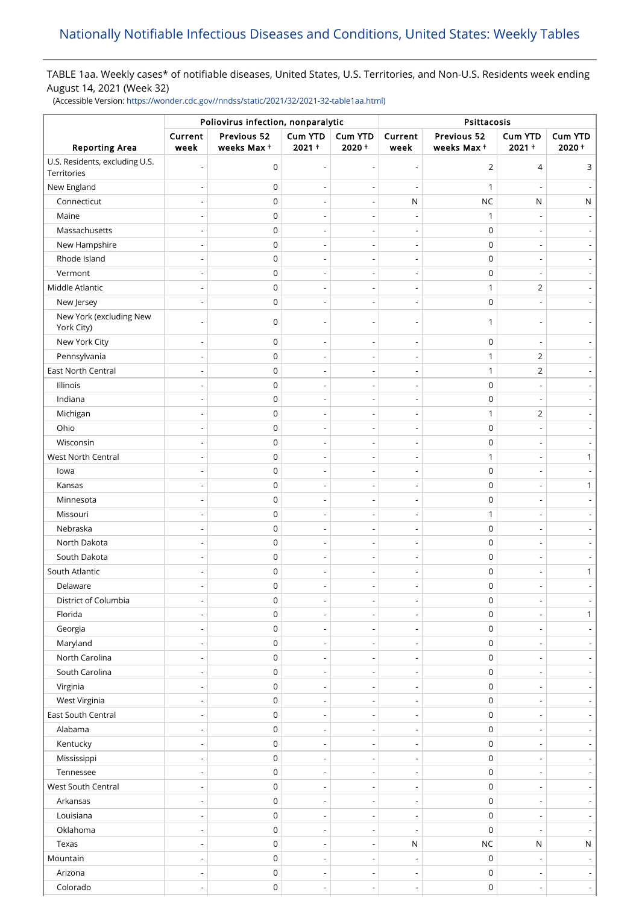# Nationally Notifiable Infectious Diseases and Conditions, United States: Weekly Tables

TABLE 1aa. Weekly cases* of notifiable diseases, United States, U.S. Territories, and Non-U.S. Residents week ending August 14, 2021 (Week 32)

(Accessible Version: https://wonder.cdc.gov//nndss/static/2021/32/2021-32-table1aa.html)

| Reporting Area | Poliovirus infection, nonparalytic | | | | Psittacosis | | | |
|---|---|---|---|---|---|---|---|---|
| | Current week | Previous 52 weeks Max † | Cum YTD 2021 † | Cum YTD 2020 † | Current week | Previous 52 weeks Max † | Cum YTD 2021 † | Cum YTD 2020 † |
| U.S. Residents, excluding U.S. Territories | - | 0 | - | - | - | 2 | 4 | 3 |
| New England | - | 0 | - | - | - | 1 | - | - |
| Connecticut | - | 0 | - | - | N | NC | N | N |
| Maine | - | 0 | - | - | - | 1 | - | - |
| Massachusetts | - | 0 | - | - | - | 0 | - | - |
| New Hampshire | - | 0 | - | - | - | 0 | - | - |
| Rhode Island | - | 0 | - | - | - | 0 | - | - |
| Vermont | - | 0 | - | - | - | 0 | - | - |
| Middle Atlantic | - | 0 | - | - | - | 1 | 2 | - |
| New Jersey | - | 0 | - | - | - | 0 | - | - |
| New York (excluding New York City) | - | 0 | - | - | - | 1 | - | - |
| New York City | - | 0 | - | - | - | 0 | - | - |
| Pennsylvania | - | 0 | - | - | - | 1 | 2 | - |
| East North Central | - | 0 | - | - | - | 1 | 2 | - |
| Illinois | - | 0 | - | - | - | 0 | - | - |
| Indiana | - | 0 | - | - | - | 0 | - | - |
| Michigan | - | 0 | - | - | - | 1 | 2 | - |
| Ohio | - | 0 | - | - | - | 0 | - | - |
| Wisconsin | - | 0 | - | - | - | 0 | - | - |
| West North Central | - | 0 | - | - | - | 1 | - | 1 |
| Iowa | - | 0 | - | - | - | 0 | - | - |
| Kansas | - | 0 | - | - | - | 0 | - | 1 |
| Minnesota | - | 0 | - | - | - | 0 | - | - |
| Missouri | - | 0 | - | - | - | 1 | - | - |
| Nebraska | - | 0 | - | - | - | 0 | - | - |
| North Dakota | - | 0 | - | - | - | 0 | - | - |
| South Dakota | - | 0 | - | - | - | 0 | - | - |
| South Atlantic | - | 0 | - | - | - | 0 | - | 1 |
| Delaware | - | 0 | - | - | - | 0 | - | - |
| District of Columbia | - | 0 | - | - | - | 0 | - | - |
| Florida | - | 0 | - | - | - | 0 | - | 1 |
| Georgia | - | 0 | - | - | - | 0 | - | - |
| Maryland | - | 0 | - | - | - | 0 | - | - |
| North Carolina | - | 0 | - | - | - | 0 | - | - |
| South Carolina | - | 0 | - | - | - | 0 | - | - |
| Virginia | - | 0 | - | - | - | 0 | - | - |
| West Virginia | - | 0 | - | - | - | 0 | - | - |
| East South Central | - | 0 | - | - | - | 0 | - | - |
| Alabama | - | 0 | - | - | - | 0 | - | - |
| Kentucky | - | 0 | - | - | - | 0 | - | - |
| Mississippi | - | 0 | - | - | - | 0 | - | - |
| Tennessee | - | 0 | - | - | - | 0 | - | - |
| West South Central | - | 0 | - | - | - | 0 | - | - |
| Arkansas | - | 0 | - | - | - | 0 | - | - |
| Louisiana | - | 0 | - | - | - | 0 | - | - |
| Oklahoma | - | 0 | - | - | - | 0 | - | - |
| Texas | - | 0 | - | - | N | NC | N | N |
| Mountain | - | 0 | - | - | - | 0 | - | - |
| Arizona | - | 0 | - | - | - | 0 | - | - |
| Colorado | - | 0 | - | - | - | 0 | - | - |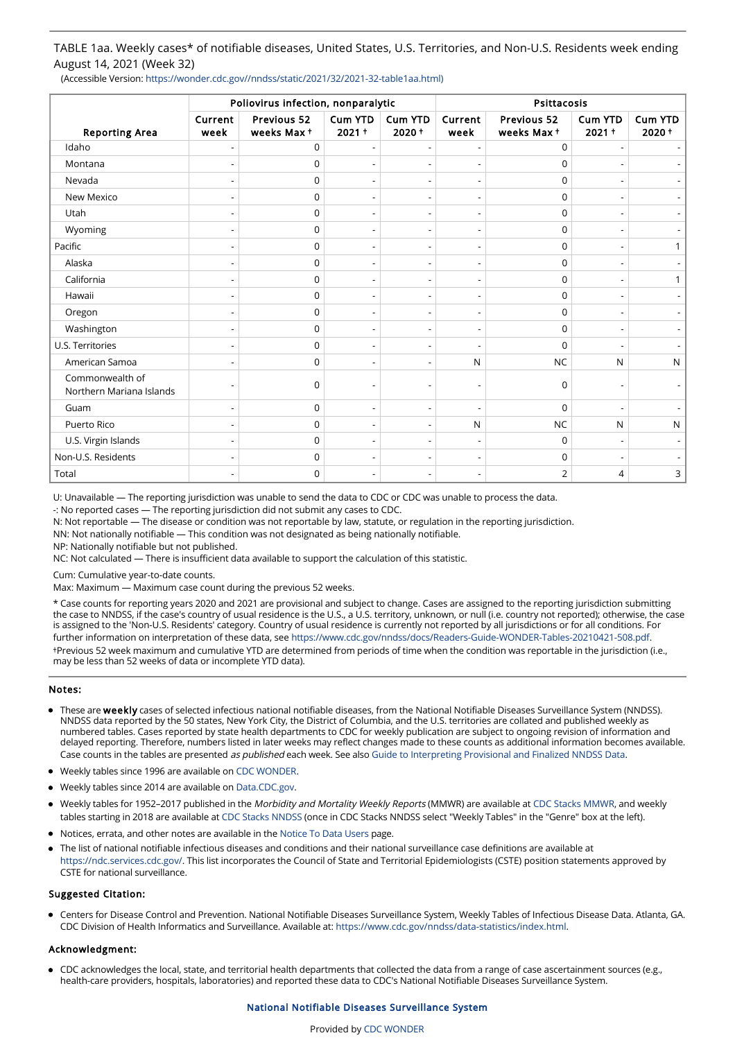TABLE 1aa. Weekly cases* of notifiable diseases, United States, U.S. Territories, and Non-U.S. Residents week ending August 14, 2021 (Week 32)

(Accessible Version: https://wonder.cdc.gov//nndss/static/2021/32/2021-32-table1aa.html)

| Reporting Area | Poliovirus infection, nonparalytic | | | | Psittacosis | | | |
|---|---|---|---|---|---|---|---|---|
| | Current week | Previous 52 weeks Max † | Cum YTD 2021 † | Cum YTD 2020 † | Current week | Previous 52 weeks Max † | Cum YTD 2021 † | Cum YTD 2020 † |
| Idaho | - | 0 | - | - | - | 0 | - | - |
| Montana | - | 0 | - | - | - | 0 | - | - |
| Nevada | - | 0 | - | - | - | 0 | - | - |
| New Mexico | - | 0 | - | - | - | 0 | - | - |
| Utah | - | 0 | - | - | - | 0 | - | - |
| Wyoming | - | 0 | - | - | - | 0 | - | - |
| Pacific | - | 0 | - | - | - | 0 | - | 1 |
| Alaska | - | 0 | - | - | - | 0 | - | - |
| California | - | 0 | - | - | - | 0 | - | 1 |
| Hawaii | - | 0 | - | - | - | 0 | - | - |
| Oregon | - | 0 | - | - | - | 0 | - | - |
| Washington | - | 0 | - | - | - | 0 | - | - |
| U.S. Territories | - | 0 | - | - | - | 0 | - | - |
| American Samoa | - | 0 | - | - | N | NC | N | N |
| Commonwealth of Northern Mariana Islands | - | 0 | - | - | - | 0 | - | - |
| Guam | - | 0 | - | - | - | 0 | - | - |
| Puerto Rico | - | 0 | - | - | N | NC | N | N |
| U.S. Virgin Islands | - | 0 | - | - | - | 0 | - | - |
| Non-U.S. Residents | - | 0 | - | - | - | 0 | - | - |
| Total | - | 0 | - | - | - | 2 | 4 | 3 |

U: Unavailable — The reporting jurisdiction was unable to send the data to CDC or CDC was unable to process the data.
-: No reported cases — The reporting jurisdiction did not submit any cases to CDC.
N: Not reportable — The disease or condition was not reportable by law, statute, or regulation in the reporting jurisdiction.
NN: Not nationally notifiable — This condition was not designated as being nationally notifiable.
NP: Nationally notifiable but not published.
NC: Not calculated — There is insufficient data available to support the calculation of this statistic.

Cum: Cumulative year-to-date counts.
Max: Maximum — Maximum case count during the previous 52 weeks.

* Case counts for reporting years 2020 and 2021 are provisional and subject to change. Cases are assigned to the reporting jurisdiction submitting the case to NNDSS, if the case's country of usual residence is the U.S., a U.S. territory, unknown, or null (i.e. country not reported); otherwise, the case is assigned to the 'Non-U.S. Residents' category. Country of usual residence is currently not reported by all jurisdictions or for all conditions. For further information on interpretation of these data, see https://www.cdc.gov/nndss/docs/Readers-Guide-WONDER-Tables-20210421-508.pdf.
†Previous 52 week maximum and cumulative YTD are determined from periods of time when the condition was reportable in the jurisdiction (i.e., may be less than 52 weeks of data or incomplete YTD data).

### Notes:

- These are **weekly** cases of selected infectious national notifiable diseases, from the National Notifiable Diseases Surveillance System (NNDSS). NNDSS data reported by the 50 states, New York City, the District of Columbia, and the U.S. territories are collated and published weekly as numbered tables. Cases reported by state health departments to CDC for weekly publication are subject to ongoing revision of information and delayed reporting. Therefore, numbers listed in later weeks may reflect changes made to these counts as additional information becomes available. Case counts in the tables are presented *as published* each week. See also Guide to Interpreting Provisional and Finalized NNDSS Data.
- Weekly tables since 1996 are available on CDC WONDER.
- Weekly tables since 2014 are available on Data.CDC.gov.
- Weekly tables for 1952–2017 published in the *Morbidity and Mortality Weekly Reports* (MMWR) are available at CDC Stacks MMWR, and weekly tables starting in 2018 are available at CDC Stacks NNDSS (once in CDC Stacks NNDSS select "Weekly Tables" in the "Genre" box at the left).
- Notices, errata, and other notes are available in the Notice To Data Users page.
- The list of national notifiable infectious diseases and conditions and their national surveillance case definitions are available at https://ndc.services.cdc.gov/. This list incorporates the Council of State and Territorial Epidemiologists (CSTE) position statements approved by CSTE for national surveillance.

### Suggested Citation:

- Centers for Disease Control and Prevention. National Notifiable Diseases Surveillance System, Weekly Tables of Infectious Disease Data. Atlanta, GA. CDC Division of Health Informatics and Surveillance. Available at: https://www.cdc.gov/nndss/data-statistics/index.html.

### Acknowledgment:

- CDC acknowledges the local, state, and territorial health departments that collected the data from a range of case ascertainment sources (e.g., health-care providers, hospitals, laboratories) and reported these data to CDC's National Notifiable Diseases Surveillance System.

National Notifiable Diseases Surveillance System

Provided by CDC WONDER